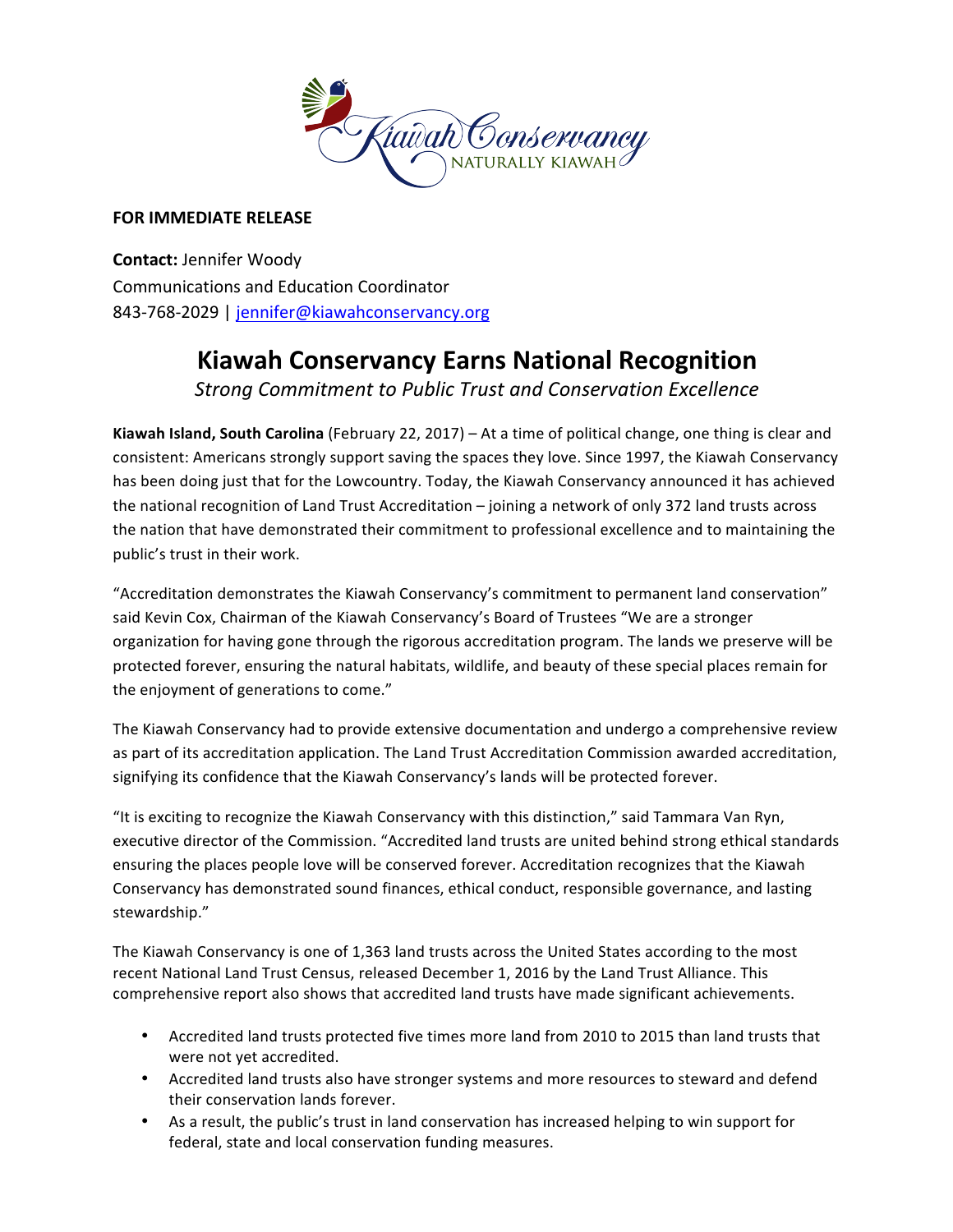**FOR IMMEDIATE RELEASE**

**Contact:** Jennifer Woody
Communications and Education Coordinator
843-768-2029 | jennifer@kiawahconservancy.org

# Kiawah Conservancy Earns National Recognition

*Strong Commitment to Public Trust and Conservation Excellence*

**Kiawah Island, South Carolina** (February 22, 2017) – At a time of political change, one thing is clear and consistent: Americans strongly support saving the spaces they love. Since 1997, the Kiawah Conservancy has been doing just that for the Lowcountry. Today, the Kiawah Conservancy announced it has achieved the national recognition of Land Trust Accreditation – joining a network of only 372 land trusts across the nation that have demonstrated their commitment to professional excellence and to maintaining the public's trust in their work.

"Accreditation demonstrates the Kiawah Conservancy's commitment to permanent land conservation" said Kevin Cox, Chairman of the Kiawah Conservancy's Board of Trustees "We are a stronger organization for having gone through the rigorous accreditation program. The lands we preserve will be protected forever, ensuring the natural habitats, wildlife, and beauty of these special places remain for the enjoyment of generations to come."

The Kiawah Conservancy had to provide extensive documentation and undergo a comprehensive review as part of its accreditation application. The Land Trust Accreditation Commission awarded accreditation, signifying its confidence that the Kiawah Conservancy's lands will be protected forever.

"It is exciting to recognize the Kiawah Conservancy with this distinction," said Tammara Van Ryn, executive director of the Commission. "Accredited land trusts are united behind strong ethical standards ensuring the places people love will be conserved forever. Accreditation recognizes that the Kiawah Conservancy has demonstrated sound finances, ethical conduct, responsible governance, and lasting stewardship."

The Kiawah Conservancy is one of 1,363 land trusts across the United States according to the most recent National Land Trust Census, released December 1, 2016 by the Land Trust Alliance. This comprehensive report also shows that accredited land trusts have made significant achievements.

- Accredited land trusts protected five times more land from 2010 to 2015 than land trusts that were not yet accredited.
- Accredited land trusts also have stronger systems and more resources to steward and defend their conservation lands forever.
- As a result, the public's trust in land conservation has increased helping to win support for federal, state and local conservation funding measures.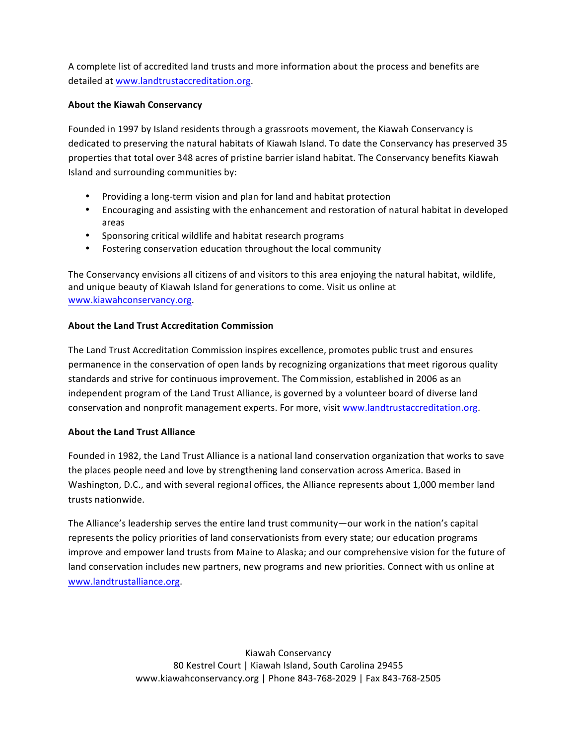A complete list of accredited land trusts and more information about the process and benefits are detailed at www.landtrustaccreditation.org.

**About the Kiawah Conservancy**

Founded in 1997 by Island residents through a grassroots movement, the Kiawah Conservancy is dedicated to preserving the natural habitats of Kiawah Island. To date the Conservancy has preserved 35 properties that total over 348 acres of pristine barrier island habitat. The Conservancy benefits Kiawah Island and surrounding communities by:

- Providing a long-term vision and plan for land and habitat protection
- Encouraging and assisting with the enhancement and restoration of natural habitat in developed areas
- Sponsoring critical wildlife and habitat research programs
- Fostering conservation education throughout the local community

The Conservancy envisions all citizens of and visitors to this area enjoying the natural habitat, wildlife, and unique beauty of Kiawah Island for generations to come. Visit us online at www.kiawahconservancy.org.

**About the Land Trust Accreditation Commission**

The Land Trust Accreditation Commission inspires excellence, promotes public trust and ensures permanence in the conservation of open lands by recognizing organizations that meet rigorous quality standards and strive for continuous improvement. The Commission, established in 2006 as an independent program of the Land Trust Alliance, is governed by a volunteer board of diverse land conservation and nonprofit management experts. For more, visit www.landtrustaccreditation.org.

**About the Land Trust Alliance**

Founded in 1982, the Land Trust Alliance is a national land conservation organization that works to save the places people need and love by strengthening land conservation across America. Based in Washington, D.C., and with several regional offices, the Alliance represents about 1,000 member land trusts nationwide.

The Alliance's leadership serves the entire land trust community—our work in the nation's capital represents the policy priorities of land conservationists from every state; our education programs improve and empower land trusts from Maine to Alaska; and our comprehensive vision for the future of land conservation includes new partners, new programs and new priorities. Connect with us online at www.landtrustalliance.org.

Kiawah Conservancy
80 Kestrel Court | Kiawah Island, South Carolina 29455
www.kiawahconservancy.org | Phone 843-768-2029 | Fax 843-768-2505